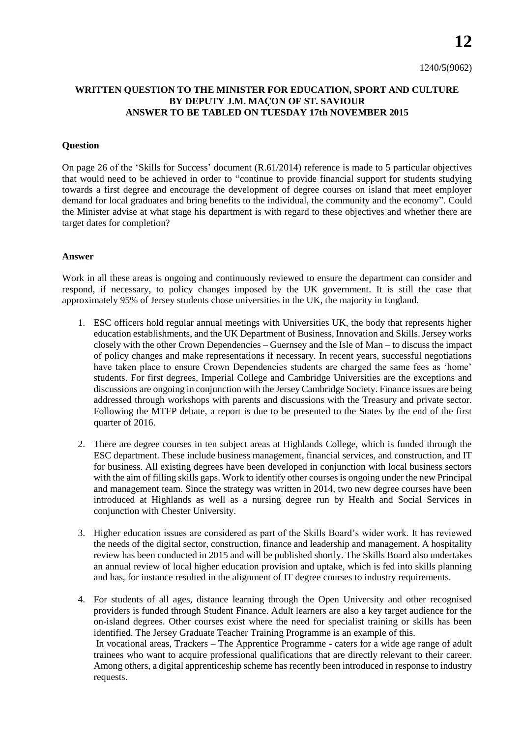**12**

1240/5(9062)

**WRITTEN QUESTION TO THE MINISTER FOR EDUCATION, SPORT AND CULTURE BY DEPUTY J.M. MAÇON OF ST. SAVIOUR ANSWER TO BE TABLED ON TUESDAY 17th NOVEMBER 2015**

**Question**

On page 26 of the 'Skills for Success' document (R.61/2014) reference is made to 5 particular objectives that would need to be achieved in order to "continue to provide financial support for students studying towards a first degree and encourage the development of degree courses on island that meet employer demand for local graduates and bring benefits to the individual, the community and the economy". Could the Minister advise at what stage his department is with regard to these objectives and whether there are target dates for completion?

**Answer**

Work in all these areas is ongoing and continuously reviewed to ensure the department can consider and respond, if necessary, to policy changes imposed by the UK government. It is still the case that approximately 95% of Jersey students chose universities in the UK, the majority in England.

1. ESC officers hold regular annual meetings with Universities UK, the body that represents higher education establishments, and the UK Department of Business, Innovation and Skills. Jersey works closely with the other Crown Dependencies – Guernsey and the Isle of Man – to discuss the impact of policy changes and make representations if necessary. In recent years, successful negotiations have taken place to ensure Crown Dependencies students are charged the same fees as 'home' students. For first degrees, Imperial College and Cambridge Universities are the exceptions and discussions are ongoing in conjunction with the Jersey Cambridge Society. Finance issues are being addressed through workshops with parents and discussions with the Treasury and private sector. Following the MTFP debate, a report is due to be presented to the States by the end of the first quarter of 2016.

2. There are degree courses in ten subject areas at Highlands College, which is funded through the ESC department. These include business management, financial services, and construction, and IT for business. All existing degrees have been developed in conjunction with local business sectors with the aim of filling skills gaps. Work to identify other courses is ongoing under the new Principal and management team. Since the strategy was written in 2014, two new degree courses have been introduced at Highlands as well as a nursing degree run by Health and Social Services in conjunction with Chester University.

3. Higher education issues are considered as part of the Skills Board's wider work. It has reviewed the needs of the digital sector, construction, finance and leadership and management. A hospitality review has been conducted in 2015 and will be published shortly. The Skills Board also undertakes an annual review of local higher education provision and uptake, which is fed into skills planning and has, for instance resulted in the alignment of IT degree courses to industry requirements.

4. For students of all ages, distance learning through the Open University and other recognised providers is funded through Student Finance. Adult learners are also a key target audience for the on-island degrees. Other courses exist where the need for specialist training or skills has been identified. The Jersey Graduate Teacher Training Programme is an example of this.

   In vocational areas, Trackers – The Apprentice Programme - caters for a wide age range of adult trainees who want to acquire professional qualifications that are directly relevant to their career. Among others, a digital apprenticeship scheme has recently been introduced in response to industry requests.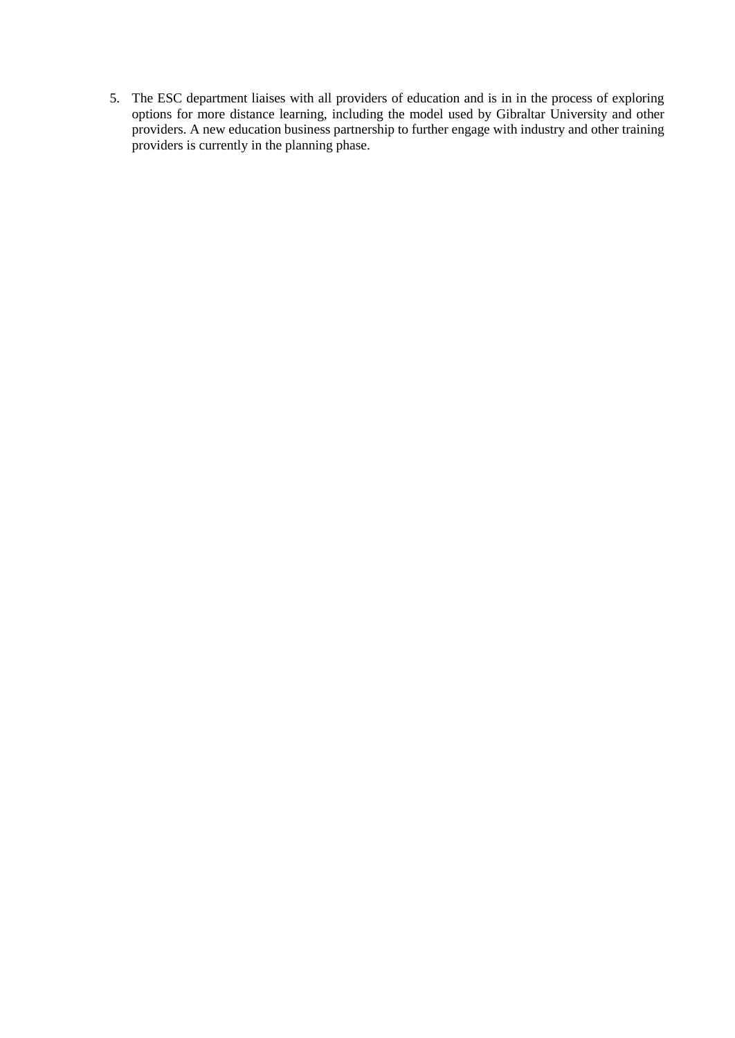5. The ESC department liaises with all providers of education and is in in the process of exploring options for more distance learning, including the model used by Gibraltar University and other providers. A new education business partnership to further engage with industry and other training providers is currently in the planning phase.